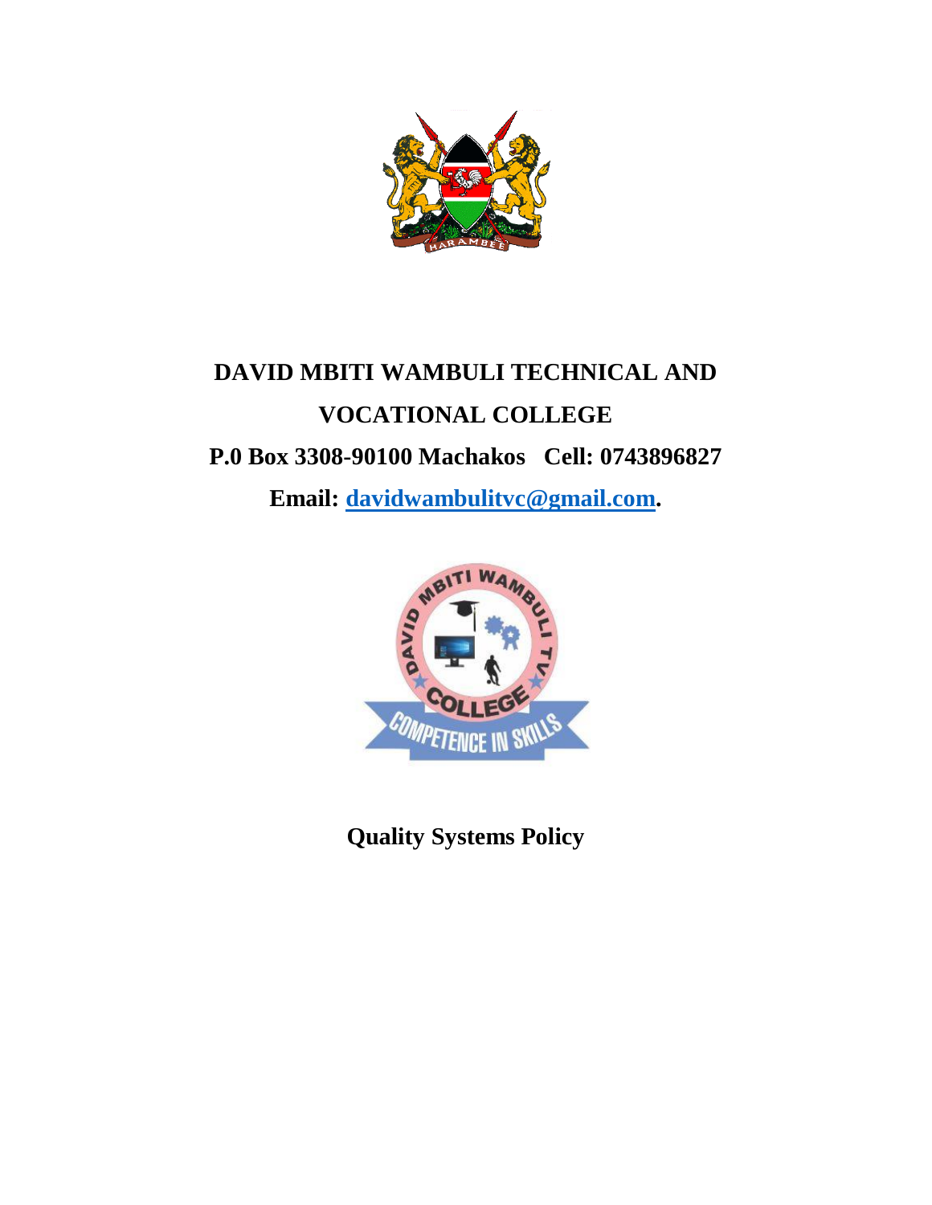**DAVID MBITI WAMBULI TECHNICAL AND VOCATIONAL COLLEGE**

**P.0 Box 3308-90100 Machakos Cell: 0743896827**

**Email: [davidwambulitvc@gmail.com](mailto:davidwambulitvc@gmail.com).**

# Quality Systems Policy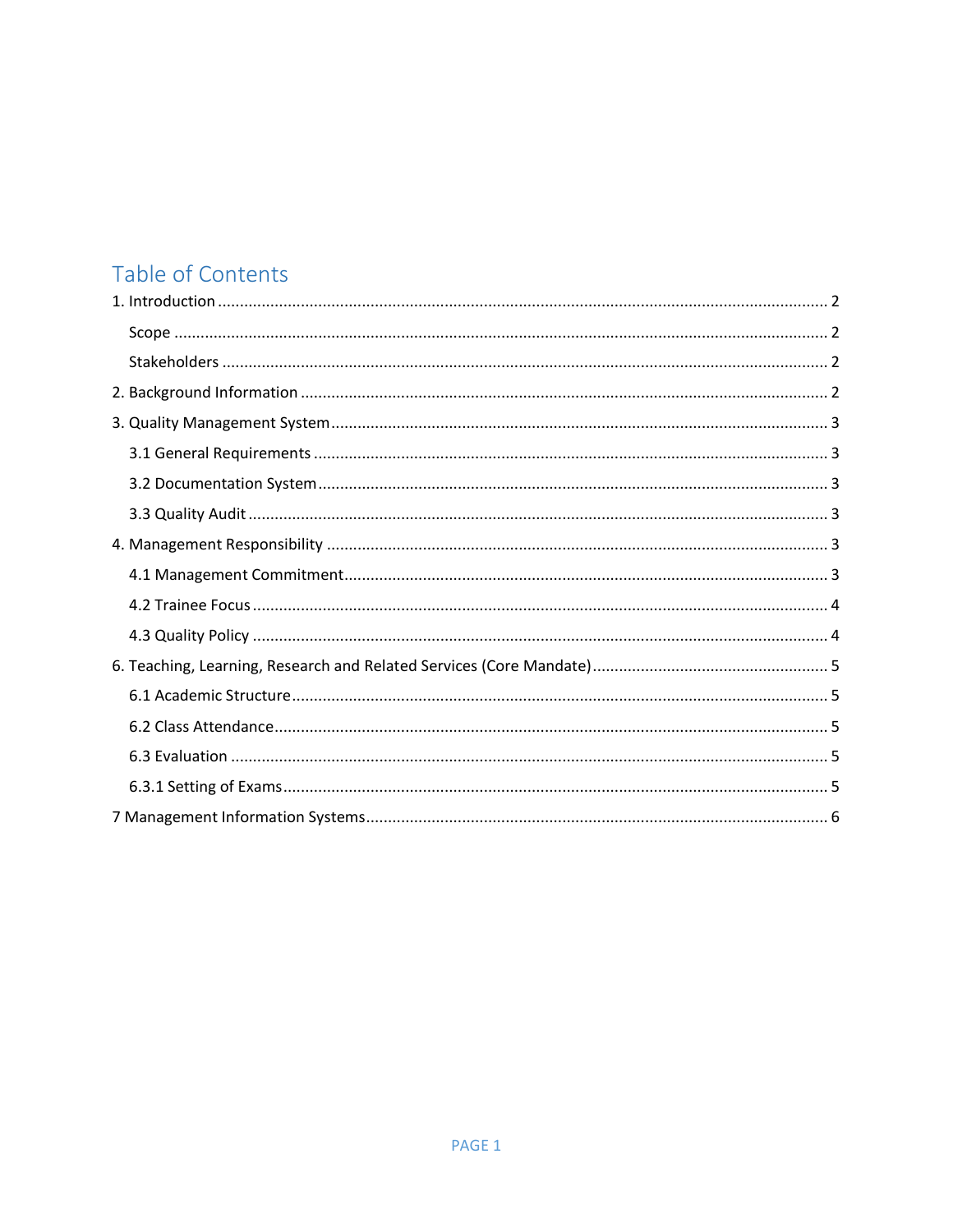## Table of Contents

1. Introduction ........................................................................ 2
    - Scope ........................................................................ 2
    - Stakeholders ........................................................................ 2
2. Background Information ........................................................................ 2
3. Quality Management System ........................................................................ 3
    - 3.1 General Requirements ........................................................................ 3
    - 3.2 Documentation System ........................................................................ 3
    - 3.3 Quality Audit ........................................................................ 3
4. Management Responsibility ........................................................................ 3
    - 4.1 Management Commitment ........................................................................ 3
    - 4.2 Trainee Focus ........................................................................ 4
    - 4.3 Quality Policy ........................................................................ 4
6. Teaching, Learning, Research and Related Services (Core Mandate) ........................................................................ 5
    - 6.1 Academic Structure ........................................................................ 5
    - 6.2 Class Attendance ........................................................................ 5
    - 6.3 Evaluation ........................................................................ 5
    - 6.3.1 Setting of Exams ........................................................................ 5

7 Management Information Systems ........................................................................ 6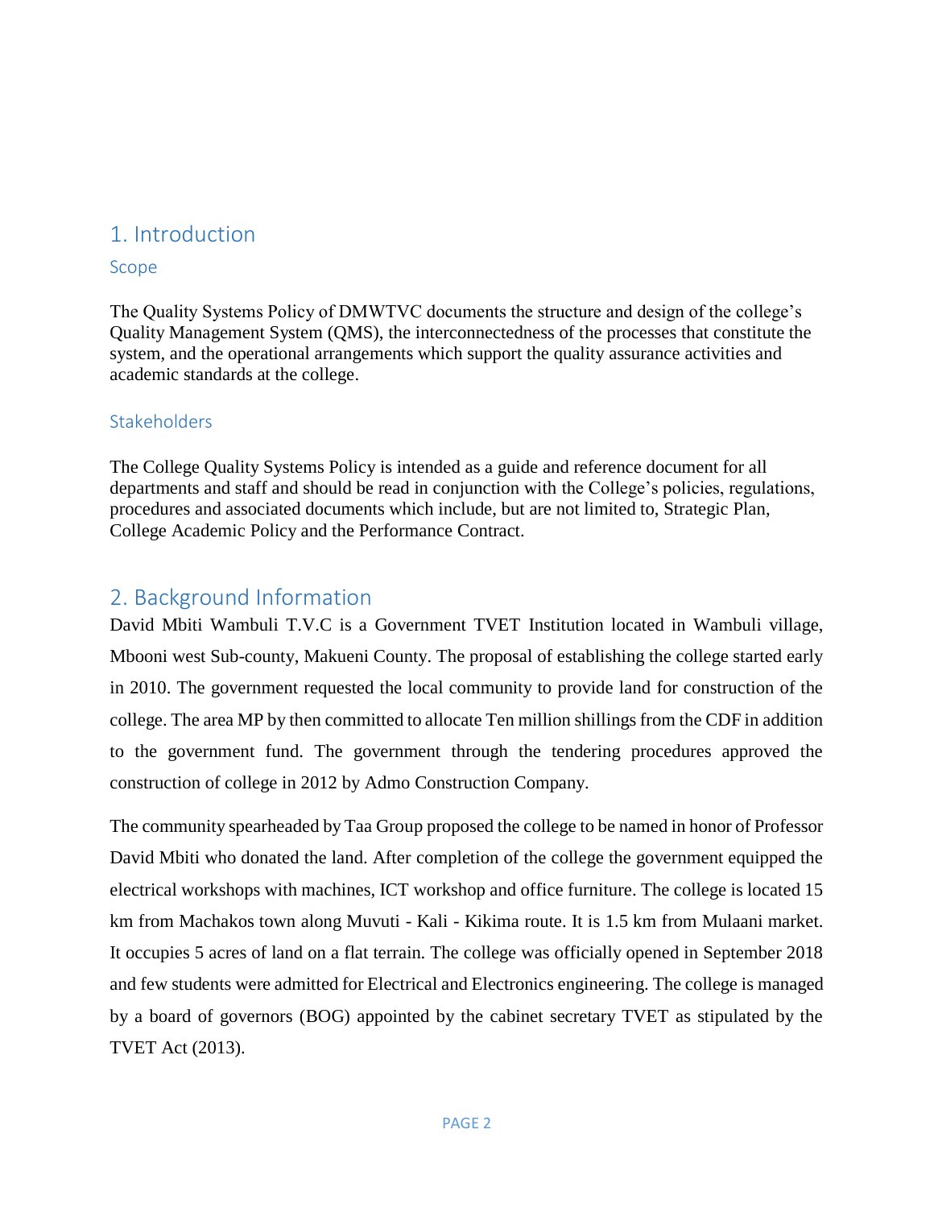# 1. Introduction

## Scope

The Quality Systems Policy of DMWTVC documents the structure and design of the college's Quality Management System (QMS), the interconnectedness of the processes that constitute the system, and the operational arrangements which support the quality assurance activities and academic standards at the college.

## Stakeholders

The College Quality Systems Policy is intended as a guide and reference document for all departments and staff and should be read in conjunction with the College's policies, regulations, procedures and associated documents which include, but are not limited to, Strategic Plan, College Academic Policy and the Performance Contract.

# 2. Background Information

David Mbiti Wambuli T.V.C is a Government TVET Institution located in Wambuli village, Mbooni west Sub-county, Makueni County. The proposal of establishing the college started early in 2010. The government requested the local community to provide land for construction of the college. The area MP by then committed to allocate Ten million shillings from the CDF in addition to the government fund. The government through the tendering procedures approved the construction of college in 2012 by Admo Construction Company.

The community spearheaded by Taa Group proposed the college to be named in honor of Professor David Mbiti who donated the land. After completion of the college the government equipped the electrical workshops with machines, ICT workshop and office furniture. The college is located 15 km from Machakos town along Muvuti - Kali - Kikima route. It is 1.5 km from Mulaani market. It occupies 5 acres of land on a flat terrain. The college was officially opened in September 2018 and few students were admitted for Electrical and Electronics engineering. The college is managed by a board of governors (BOG) appointed by the cabinet secretary TVET as stipulated by the TVET Act (2013).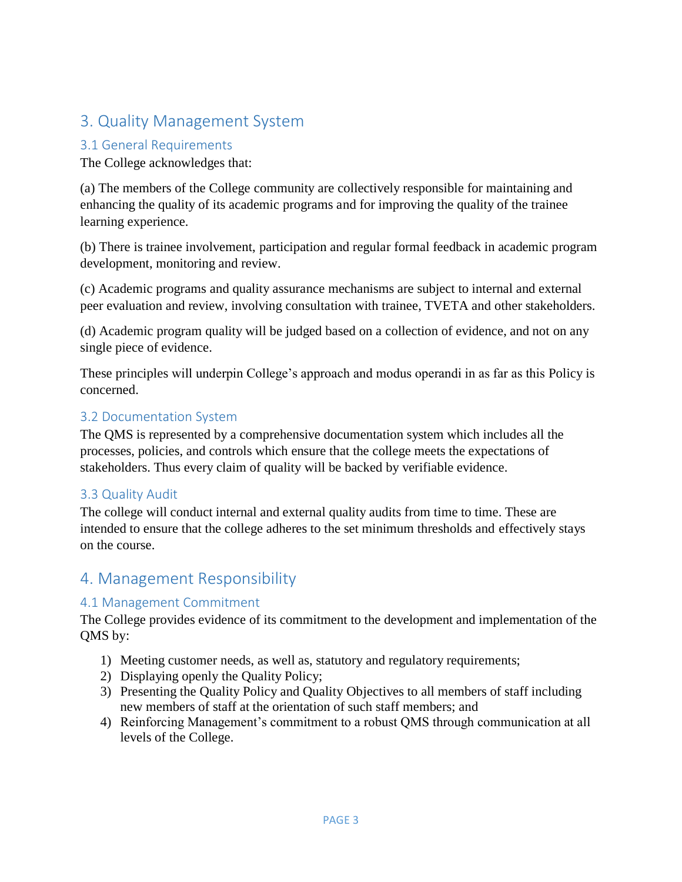## 3. Quality Management System

### 3.1 General Requirements

The College acknowledges that:

(a) The members of the College community are collectively responsible for maintaining and enhancing the quality of its academic programs and for improving the quality of the trainee learning experience.

(b) There is trainee involvement, participation and regular formal feedback in academic program development, monitoring and review.

(c) Academic programs and quality assurance mechanisms are subject to internal and external peer evaluation and review, involving consultation with trainee, TVETA and other stakeholders.

(d) Academic program quality will be judged based on a collection of evidence, and not on any single piece of evidence.

These principles will underpin College's approach and modus operandi in as far as this Policy is concerned.

### 3.2 Documentation System

The QMS is represented by a comprehensive documentation system which includes all the processes, policies, and controls which ensure that the college meets the expectations of stakeholders. Thus every claim of quality will be backed by verifiable evidence.

### 3.3 Quality Audit

The college will conduct internal and external quality audits from time to time. These are intended to ensure that the college adheres to the set minimum thresholds and effectively stays on the course.

## 4. Management Responsibility

### 4.1 Management Commitment

The College provides evidence of its commitment to the development and implementation of the QMS by:

1) Meeting customer needs, as well as, statutory and regulatory requirements;
2) Displaying openly the Quality Policy;
3) Presenting the Quality Policy and Quality Objectives to all members of staff including new members of staff at the orientation of such staff members; and
4) Reinforcing Management's commitment to a robust QMS through communication at all levels of the College.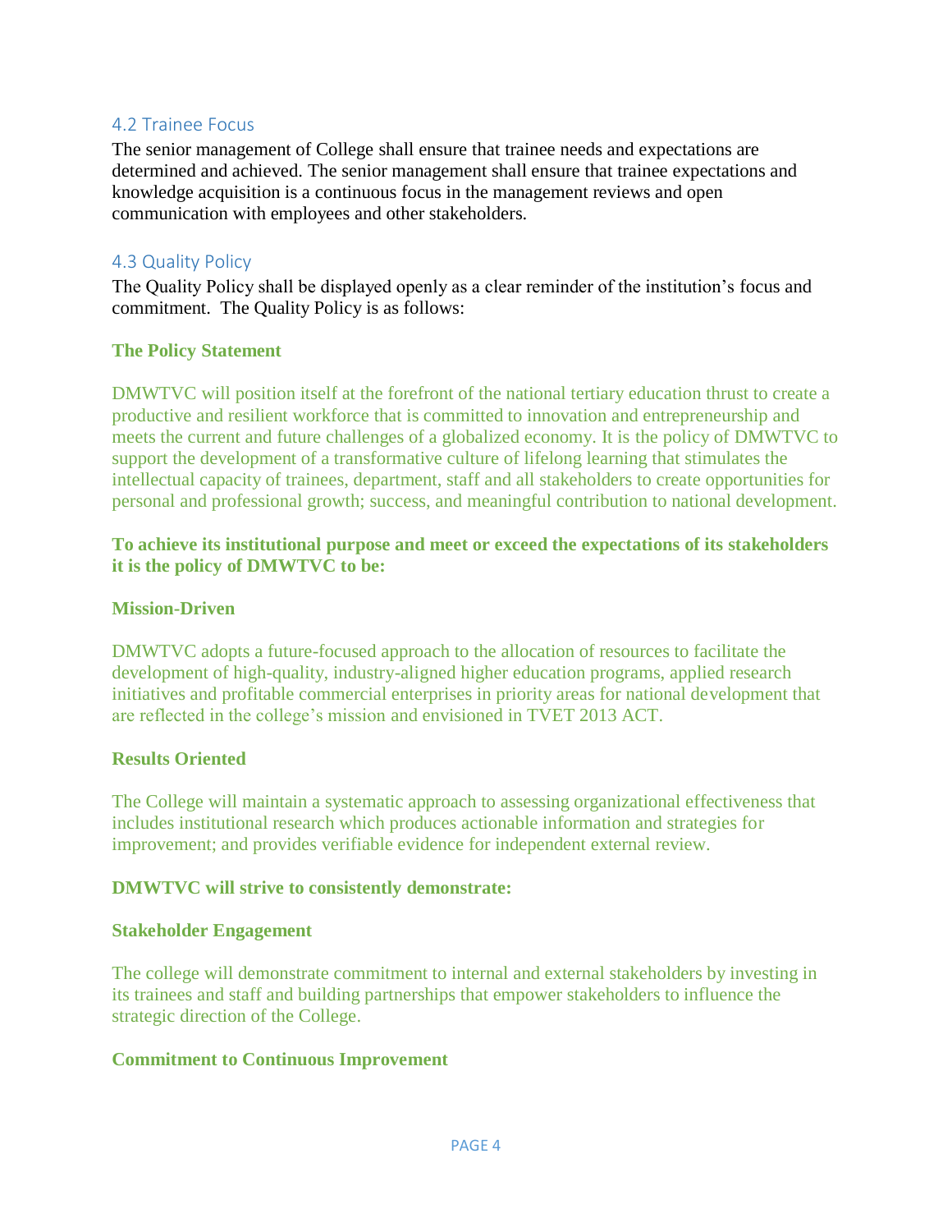### 4.2 Trainee Focus

The senior management of College shall ensure that trainee needs and expectations are determined and achieved. The senior management shall ensure that trainee expectations and knowledge acquisition is a continuous focus in the management reviews and open communication with employees and other stakeholders.

### 4.3 Quality Policy

The Quality Policy shall be displayed openly as a clear reminder of the institution's focus and commitment. The Quality Policy is as follows:

**The Policy Statement**

DMWTVC will position itself at the forefront of the national tertiary education thrust to create a productive and resilient workforce that is committed to innovation and entrepreneurship and meets the current and future challenges of a globalized economy. It is the policy of DMWTVC to support the development of a transformative culture of lifelong learning that stimulates the intellectual capacity of trainees, department, staff and all stakeholders to create opportunities for personal and professional growth; success, and meaningful contribution to national development.

**To achieve its institutional purpose and meet or exceed the expectations of its stakeholders it is the policy of DMWTVC to be:**

**Mission-Driven**

DMWTVC adopts a future-focused approach to the allocation of resources to facilitate the development of high-quality, industry-aligned higher education programs, applied research initiatives and profitable commercial enterprises in priority areas for national development that are reflected in the college's mission and envisioned in TVET 2013 ACT.

**Results Oriented**

The College will maintain a systematic approach to assessing organizational effectiveness that includes institutional research which produces actionable information and strategies for improvement; and provides verifiable evidence for independent external review.

**DMWTVC will strive to consistently demonstrate:**

**Stakeholder Engagement**

The college will demonstrate commitment to internal and external stakeholders by investing in its trainees and staff and building partnerships that empower stakeholders to influence the strategic direction of the College.

**Commitment to Continuous Improvement**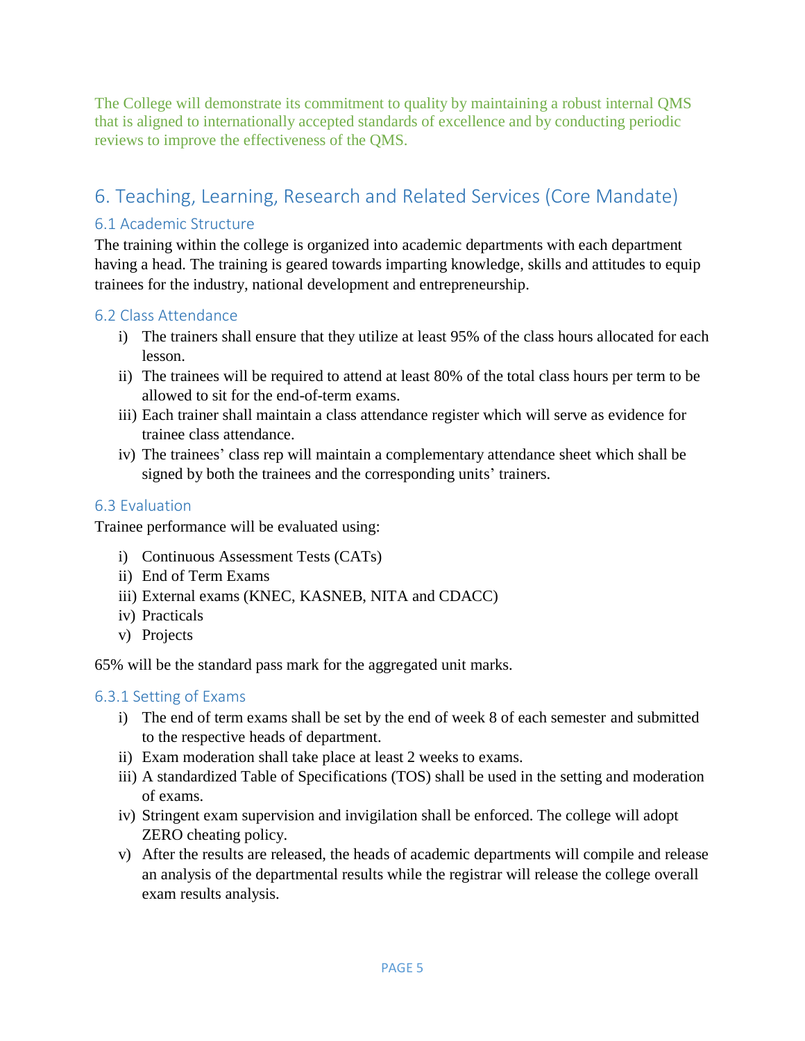The College will demonstrate its commitment to quality by maintaining a robust internal QMS that is aligned to internationally accepted standards of excellence and by conducting periodic reviews to improve the effectiveness of the QMS.

## 6. Teaching, Learning, Research and Related Services (Core Mandate)

### 6.1 Academic Structure

The training within the college is organized into academic departments with each department having a head. The training is geared towards imparting knowledge, skills and attitudes to equip trainees for the industry, national development and entrepreneurship.

### 6.2 Class Attendance

i) The trainers shall ensure that they utilize at least 95% of the class hours allocated for each lesson.

ii) The trainees will be required to attend at least 80% of the total class hours per term to be allowed to sit for the end-of-term exams.

iii) Each trainer shall maintain a class attendance register which will serve as evidence for trainee class attendance.

iv) The trainees' class rep will maintain a complementary attendance sheet which shall be signed by both the trainees and the corresponding units' trainers.

### 6.3 Evaluation

Trainee performance will be evaluated using:

i) Continuous Assessment Tests (CATs)

ii) End of Term Exams

iii) External exams (KNEC, KASNEB, NITA and CDACC)

iv) Practicals

v) Projects

65% will be the standard pass mark for the aggregated unit marks.

#### 6.3.1 Setting of Exams

i) The end of term exams shall be set by the end of week 8 of each semester and submitted to the respective heads of department.

ii) Exam moderation shall take place at least 2 weeks to exams.

iii) A standardized Table of Specifications (TOS) shall be used in the setting and moderation of exams.

iv) Stringent exam supervision and invigilation shall be enforced. The college will adopt ZERO cheating policy.

v) After the results are released, the heads of academic departments will compile and release an analysis of the departmental results while the registrar will release the college overall exam results analysis.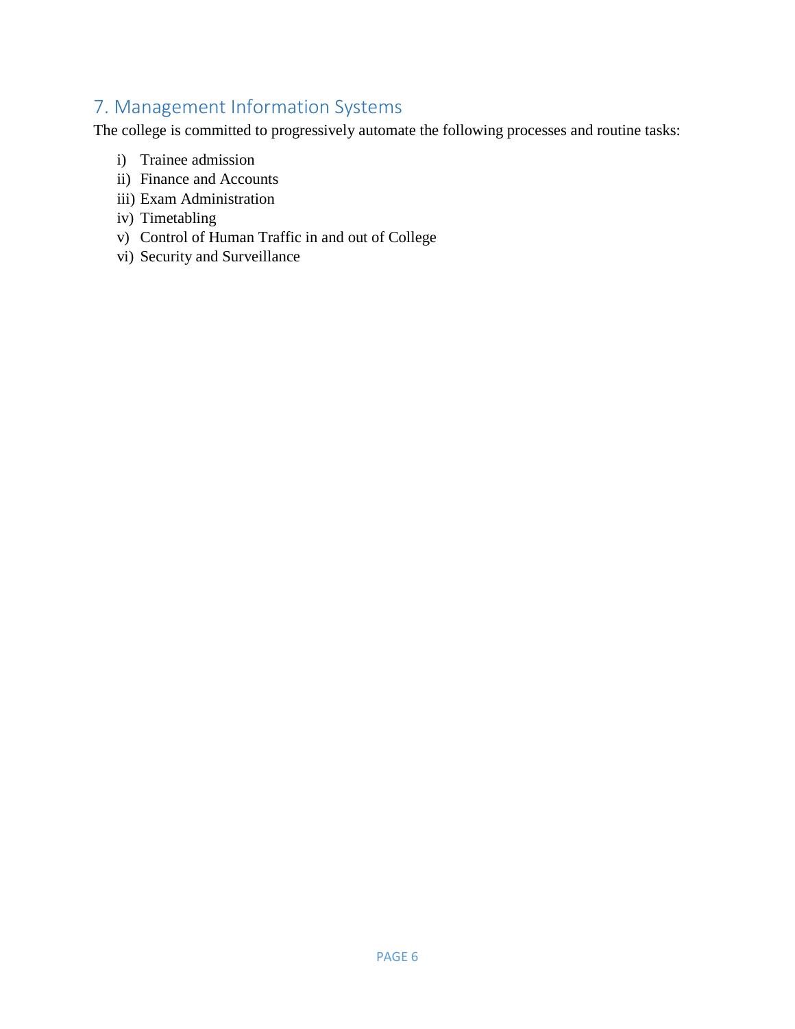## 7. Management Information Systems

The college is committed to progressively automate the following processes and routine tasks:

i) Trainee admission
ii) Finance and Accounts
iii) Exam Administration
iv) Timetabling
v) Control of Human Traffic in and out of College
vi) Security and Surveillance